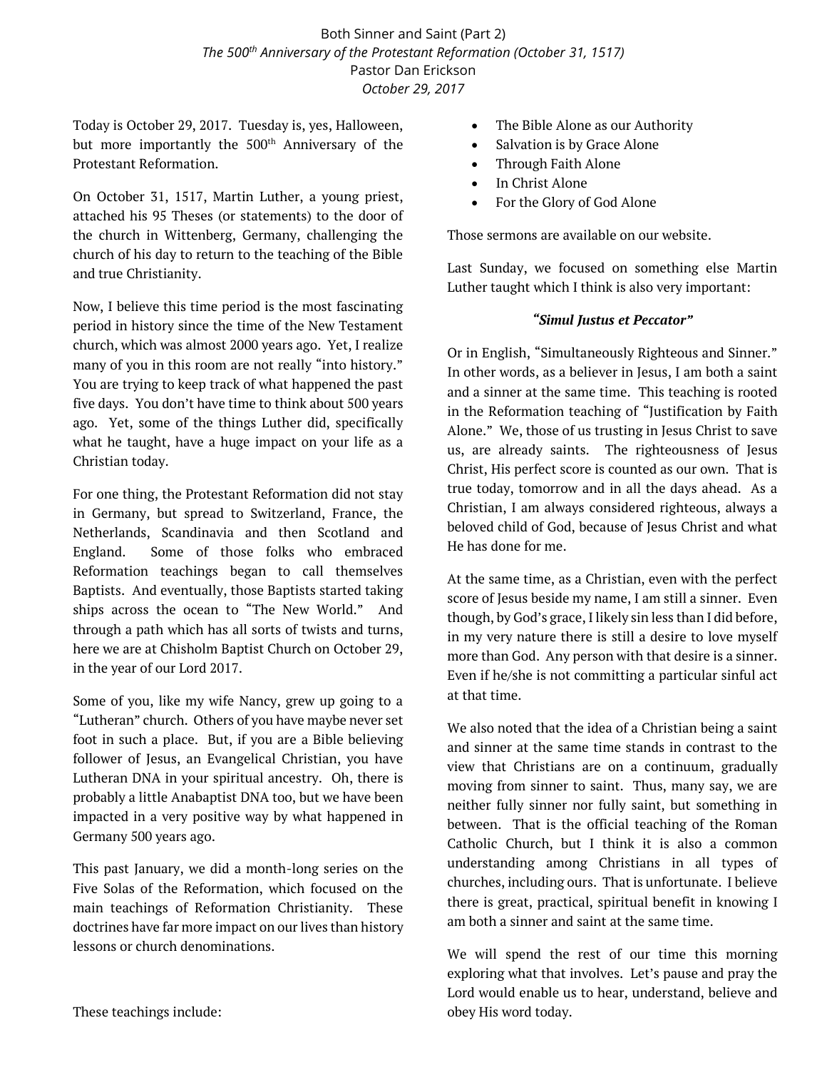# Both Sinner and Saint (Part 2)

*The 500th Anniversary of the Protestant Reformation (October 31, 1517)*

Pastor Dan Erickson

*October 29, 2017*

Today is October 29, 2017. Tuesday is, yes, Halloween, but more importantly the 500th Anniversary of the Protestant Reformation.

On October 31, 1517, Martin Luther, a young priest, attached his 95 Theses (or statements) to the door of the church in Wittenberg, Germany, challenging the church of his day to return to the teaching of the Bible and true Christianity.

Now, I believe this time period is the most fascinating period in history since the time of the New Testament church, which was almost 2000 years ago. Yet, I realize many of you in this room are not really "into history." You are trying to keep track of what happened the past five days. You don't have time to think about 500 years ago. Yet, some of the things Luther did, specifically what he taught, have a huge impact on your life as a Christian today.

For one thing, the Protestant Reformation did not stay in Germany, but spread to Switzerland, France, the Netherlands, Scandinavia and then Scotland and England. Some of those folks who embraced Reformation teachings began to call themselves Baptists. And eventually, those Baptists started taking ships across the ocean to "The New World." And through a path which has all sorts of twists and turns, here we are at Chisholm Baptist Church on October 29, in the year of our Lord 2017.

Some of you, like my wife Nancy, grew up going to a "Lutheran" church. Others of you have maybe never set foot in such a place. But, if you are a Bible believing follower of Jesus, an Evangelical Christian, you have Lutheran DNA in your spiritual ancestry. Oh, there is probably a little Anabaptist DNA too, but we have been impacted in a very positive way by what happened in Germany 500 years ago.

This past January, we did a month-long series on the Five Solas of the Reformation, which focused on the main teachings of Reformation Christianity. These doctrines have far more impact on our lives than history lessons or church denominations.

These teachings include:

- The Bible Alone as our Authority
- Salvation is by Grace Alone
- Through Faith Alone
- In Christ Alone
- For the Glory of God Alone

Those sermons are available on our website.

Last Sunday, we focused on something else Martin Luther taught which I think is also very important:

***"Simul Justus et Peccator"***

Or in English, "Simultaneously Righteous and Sinner." In other words, as a believer in Jesus, I am both a saint and a sinner at the same time. This teaching is rooted in the Reformation teaching of "Justification by Faith Alone." We, those of us trusting in Jesus Christ to save us, are already saints. The righteousness of Jesus Christ, His perfect score is counted as our own. That is true today, tomorrow and in all the days ahead. As a Christian, I am always considered righteous, always a beloved child of God, because of Jesus Christ and what He has done for me.

At the same time, as a Christian, even with the perfect score of Jesus beside my name, I am still a sinner. Even though, by God's grace, I likely sin less than I did before, in my very nature there is still a desire to love myself more than God. Any person with that desire is a sinner. Even if he/she is not committing a particular sinful act at that time.

We also noted that the idea of a Christian being a saint and sinner at the same time stands in contrast to the view that Christians are on a continuum, gradually moving from sinner to saint. Thus, many say, we are neither fully sinner nor fully saint, but something in between. That is the official teaching of the Roman Catholic Church, but I think it is also a common understanding among Christians in all types of churches, including ours. That is unfortunate. I believe there is great, practical, spiritual benefit in knowing I am both a sinner and saint at the same time.

We will spend the rest of our time this morning exploring what that involves. Let's pause and pray the Lord would enable us to hear, understand, believe and obey His word today.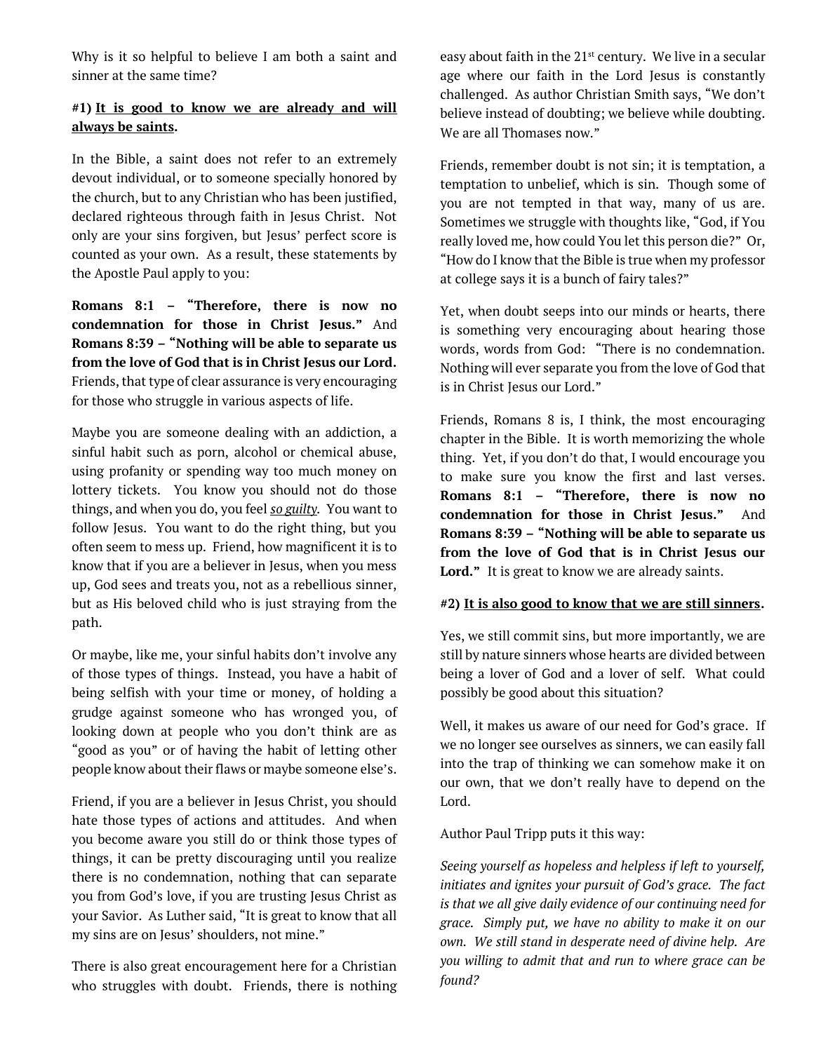Why is it so helpful to believe I am both a saint and sinner at the same time?

**#1) <u>It is good to know we are already and will always be saints</u>.**

In the Bible, a saint does not refer to an extremely devout individual, or to someone specially honored by the church, but to any Christian who has been justified, declared righteous through faith in Jesus Christ. Not only are your sins forgiven, but Jesus' perfect score is counted as your own. As a result, these statements by the Apostle Paul apply to you:

**Romans 8:1 – "Therefore, there is now no condemnation for those in Christ Jesus."** And **Romans 8:39 – "Nothing will be able to separate us from the love of God that is in Christ Jesus our Lord.** Friends, that type of clear assurance is very encouraging for those who struggle in various aspects of life.

Maybe you are someone dealing with an addiction, a sinful habit such as porn, alcohol or chemical abuse, using profanity or spending way too much money on lottery tickets. You know you should not do those things, and when you do, you feel ***<u>so guilty</u>***. You want to follow Jesus. You want to do the right thing, but you often seem to mess up. Friend, how magnificent it is to know that if you are a believer in Jesus, when you mess up, God sees and treats you, not as a rebellious sinner, but as His beloved child who is just straying from the path.

Or maybe, like me, your sinful habits don't involve any of those types of things. Instead, you have a habit of being selfish with your time or money, of holding a grudge against someone who has wronged you, of looking down at people who you don't think are as "good as you" or of having the habit of letting other people know about their flaws or maybe someone else's.

Friend, if you are a believer in Jesus Christ, you should hate those types of actions and attitudes. And when you become aware you still do or think those types of things, it can be pretty discouraging until you realize there is no condemnation, nothing that can separate you from God's love, if you are trusting Jesus Christ as your Savior. As Luther said, "It is great to know that all my sins are on Jesus' shoulders, not mine."

There is also great encouragement here for a Christian who struggles with doubt. Friends, there is nothing easy about faith in the 21st century. We live in a secular age where our faith in the Lord Jesus is constantly challenged. As author Christian Smith says, "We don't believe instead of doubting; we believe while doubting. We are all Thomases now."

Friends, remember doubt is not sin; it is temptation, a temptation to unbelief, which is sin. Though some of you are not tempted in that way, many of us are. Sometimes we struggle with thoughts like, "God, if You really loved me, how could You let this person die?" Or, "How do I know that the Bible is true when my professor at college says it is a bunch of fairy tales?"

Yet, when doubt seeps into our minds or hearts, there is something very encouraging about hearing those words, words from God: "There is no condemnation. Nothing will ever separate you from the love of God that is in Christ Jesus our Lord."

Friends, Romans 8 is, I think, the most encouraging chapter in the Bible. It is worth memorizing the whole thing. Yet, if you don't do that, I would encourage you to make sure you know the first and last verses. **Romans 8:1 – "Therefore, there is now no condemnation for those in Christ Jesus."** And **Romans 8:39 – "Nothing will be able to separate us from the love of God that is in Christ Jesus our Lord."** It is great to know we are already saints.

**#2) <u>It is also good to know that we are still sinners</u>.**

Yes, we still commit sins, but more importantly, we are still by nature sinners whose hearts are divided between being a lover of God and a lover of self. What could possibly be good about this situation?

Well, it makes us aware of our need for God's grace. If we no longer see ourselves as sinners, we can easily fall into the trap of thinking we can somehow make it on our own, that we don't really have to depend on the Lord.

Author Paul Tripp puts it this way:

*Seeing yourself as hopeless and helpless if left to yourself, initiates and ignites your pursuit of God's grace. The fact is that we all give daily evidence of our continuing need for grace. Simply put, we have no ability to make it on our own. We still stand in desperate need of divine help. Are you willing to admit that and run to where grace can be found?*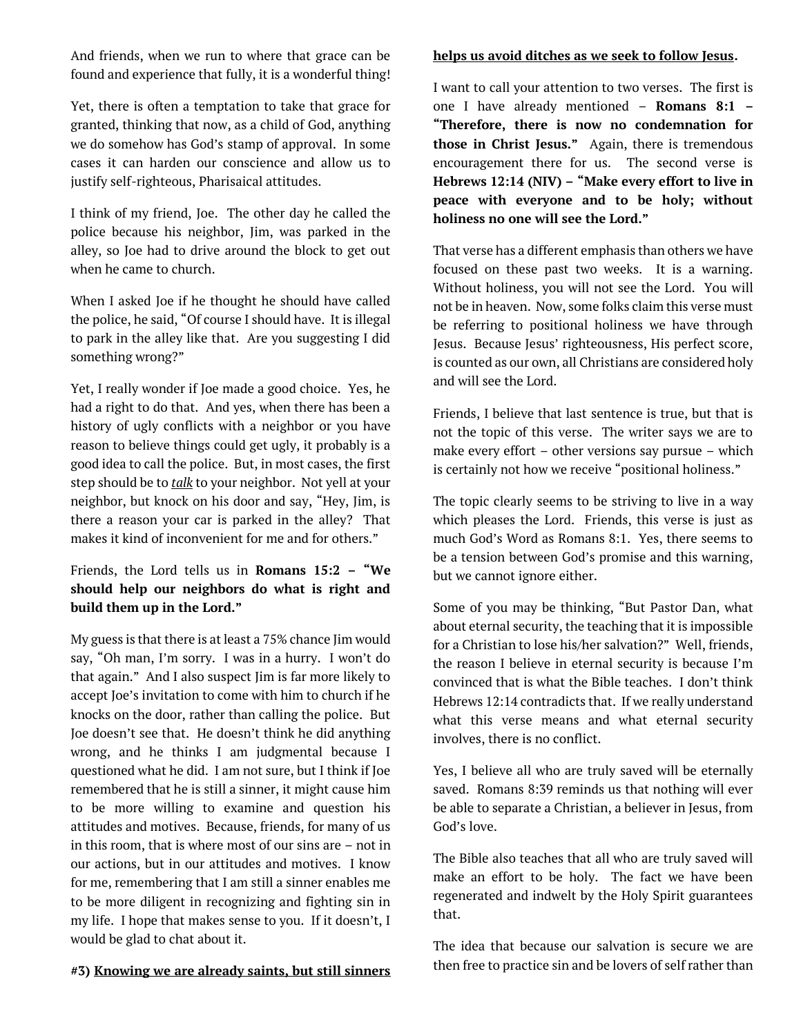And friends, when we run to where that grace can be found and experience that fully, it is a wonderful thing!

Yet, there is often a temptation to take that grace for granted, thinking that now, as a child of God, anything we do somehow has God's stamp of approval. In some cases it can harden our conscience and allow us to justify self-righteous, Pharisaical attitudes.

I think of my friend, Joe. The other day he called the police because his neighbor, Jim, was parked in the alley, so Joe had to drive around the block to get out when he came to church.

When I asked Joe if he thought he should have called the police, he said, "Of course I should have. It is illegal to park in the alley like that. Are you suggesting I did something wrong?"

Yet, I really wonder if Joe made a good choice. Yes, he had a right to do that. And yes, when there has been a history of ugly conflicts with a neighbor or you have reason to believe things could get ugly, it probably is a good idea to call the police. But, in most cases, the first step should be to ***talk*** to your neighbor. Not yell at your neighbor, but knock on his door and say, "Hey, Jim, is there a reason your car is parked in the alley? That makes it kind of inconvenient for me and for others."

Friends, the Lord tells us in **Romans 15:2 – "We should help our neighbors do what is right and build them up in the Lord."**

My guess is that there is at least a 75% chance Jim would say, "Oh man, I'm sorry. I was in a hurry. I won't do that again." And I also suspect Jim is far more likely to accept Joe's invitation to come with him to church if he knocks on the door, rather than calling the police. But Joe doesn't see that. He doesn't think he did anything wrong, and he thinks I am judgmental because I questioned what he did. I am not sure, but I think if Joe remembered that he is still a sinner, it might cause him to be more willing to examine and question his attitudes and motives. Because, friends, for many of us in this room, that is where most of our sins are – not in our actions, but in our attitudes and motives. I know for me, remembering that I am still a sinner enables me to be more diligent in recognizing and fighting sin in my life. I hope that makes sense to you. If it doesn't, I would be glad to chat about it.

**#3) Knowing we are already saints, but still sinners helps us avoid ditches as we seek to follow Jesus.**

I want to call your attention to two verses. The first is one I have already mentioned – **Romans 8:1 – "Therefore, there is now no condemnation for those in Christ Jesus."** Again, there is tremendous encouragement there for us. The second verse is **Hebrews 12:14 (NIV) – "Make every effort to live in peace with everyone and to be holy; without holiness no one will see the Lord."**

That verse has a different emphasis than others we have focused on these past two weeks. It is a warning. Without holiness, you will not see the Lord. You will not be in heaven. Now, some folks claim this verse must be referring to positional holiness we have through Jesus. Because Jesus' righteousness, His perfect score, is counted as our own, all Christians are considered holy and will see the Lord.

Friends, I believe that last sentence is true, but that is not the topic of this verse. The writer says we are to make every effort – other versions say pursue – which is certainly not how we receive "positional holiness."

The topic clearly seems to be striving to live in a way which pleases the Lord. Friends, this verse is just as much God's Word as Romans 8:1. Yes, there seems to be a tension between God's promise and this warning, but we cannot ignore either.

Some of you may be thinking, "But Pastor Dan, what about eternal security, the teaching that it is impossible for a Christian to lose his/her salvation?" Well, friends, the reason I believe in eternal security is because I'm convinced that is what the Bible teaches. I don't think Hebrews 12:14 contradicts that. If we really understand what this verse means and what eternal security involves, there is no conflict.

Yes, I believe all who are truly saved will be eternally saved. Romans 8:39 reminds us that nothing will ever be able to separate a Christian, a believer in Jesus, from God's love.

The Bible also teaches that all who are truly saved will make an effort to be holy. The fact we have been regenerated and indwelt by the Holy Spirit guarantees that.

The idea that because our salvation is secure we are then free to practice sin and be lovers of self rather than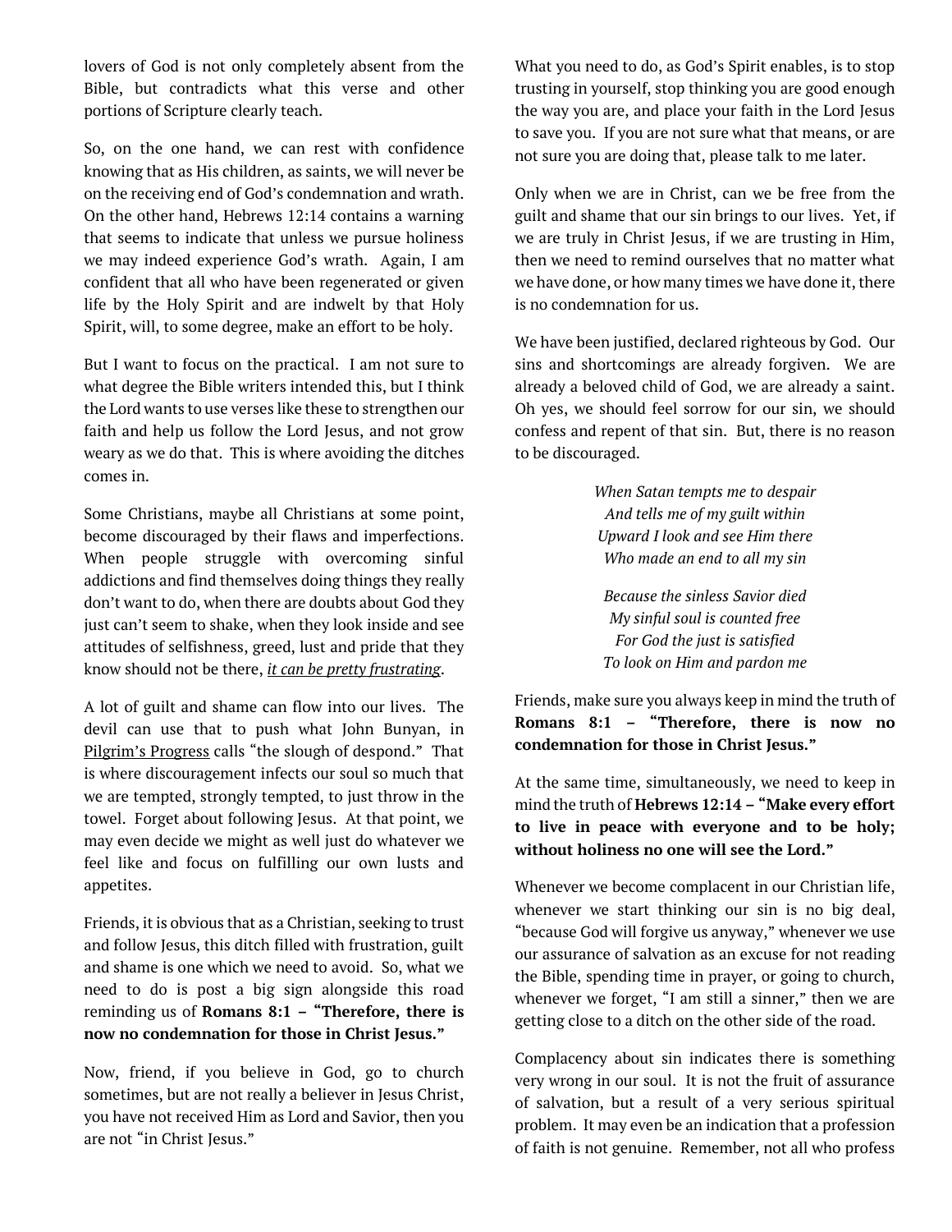lovers of God is not only completely absent from the Bible, but contradicts what this verse and other portions of Scripture clearly teach.

So, on the one hand, we can rest with confidence knowing that as His children, as saints, we will never be on the receiving end of God's condemnation and wrath. On the other hand, Hebrews 12:14 contains a warning that seems to indicate that unless we pursue holiness we may indeed experience God's wrath. Again, I am confident that all who have been regenerated or given life by the Holy Spirit and are indwelt by that Holy Spirit, will, to some degree, make an effort to be holy.

But I want to focus on the practical. I am not sure to what degree the Bible writers intended this, but I think the Lord wants to use verses like these to strengthen our faith and help us follow the Lord Jesus, and not grow weary as we do that. This is where avoiding the ditches comes in.

Some Christians, maybe all Christians at some point, become discouraged by their flaws and imperfections. When people struggle with overcoming sinful addictions and find themselves doing things they really don't want to do, when there are doubts about God they just can't seem to shake, when they look inside and see attitudes of selfishness, greed, lust and pride that they know should not be there, *it can be pretty frustrating*.

A lot of guilt and shame can flow into our lives. The devil can use that to push what John Bunyan, in Pilgrim's Progress calls "the slough of despond." That is where discouragement infects our soul so much that we are tempted, strongly tempted, to just throw in the towel. Forget about following Jesus. At that point, we may even decide we might as well just do whatever we feel like and focus on fulfilling our own lusts and appetites.

Friends, it is obvious that as a Christian, seeking to trust and follow Jesus, this ditch filled with frustration, guilt and shame is one which we need to avoid. So, what we need to do is post a big sign alongside this road reminding us of **Romans 8:1 – "Therefore, there is now no condemnation for those in Christ Jesus."**

Now, friend, if you believe in God, go to church sometimes, but are not really a believer in Jesus Christ, you have not received Him as Lord and Savior, then you are not "in Christ Jesus."

What you need to do, as God's Spirit enables, is to stop trusting in yourself, stop thinking you are good enough the way you are, and place your faith in the Lord Jesus to save you. If you are not sure what that means, or are not sure you are doing that, please talk to me later.

Only when we are in Christ, can we be free from the guilt and shame that our sin brings to our lives. Yet, if we are truly in Christ Jesus, if we are trusting in Him, then we need to remind ourselves that no matter what we have done, or how many times we have done it, there is no condemnation for us.

We have been justified, declared righteous by God. Our sins and shortcomings are already forgiven. We are already a beloved child of God, we are already a saint. Oh yes, we should feel sorrow for our sin, we should confess and repent of that sin. But, there is no reason to be discouraged.

*When Satan tempts me to despair*
*And tells me of my guilt within*
*Upward I look and see Him there*
*Who made an end to all my sin*

*Because the sinless Savior died*
*My sinful soul is counted free*
*For God the just is satisfied*
*To look on Him and pardon me*

Friends, make sure you always keep in mind the truth of **Romans 8:1 – "Therefore, there is now no condemnation for those in Christ Jesus."**

At the same time, simultaneously, we need to keep in mind the truth of **Hebrews 12:14 – "Make every effort to live in peace with everyone and to be holy; without holiness no one will see the Lord."**

Whenever we become complacent in our Christian life, whenever we start thinking our sin is no big deal, "because God will forgive us anyway," whenever we use our assurance of salvation as an excuse for not reading the Bible, spending time in prayer, or going to church, whenever we forget, "I am still a sinner," then we are getting close to a ditch on the other side of the road.

Complacency about sin indicates there is something very wrong in our soul. It is not the fruit of assurance of salvation, but a result of a very serious spiritual problem. It may even be an indication that a profession of faith is not genuine. Remember, not all who profess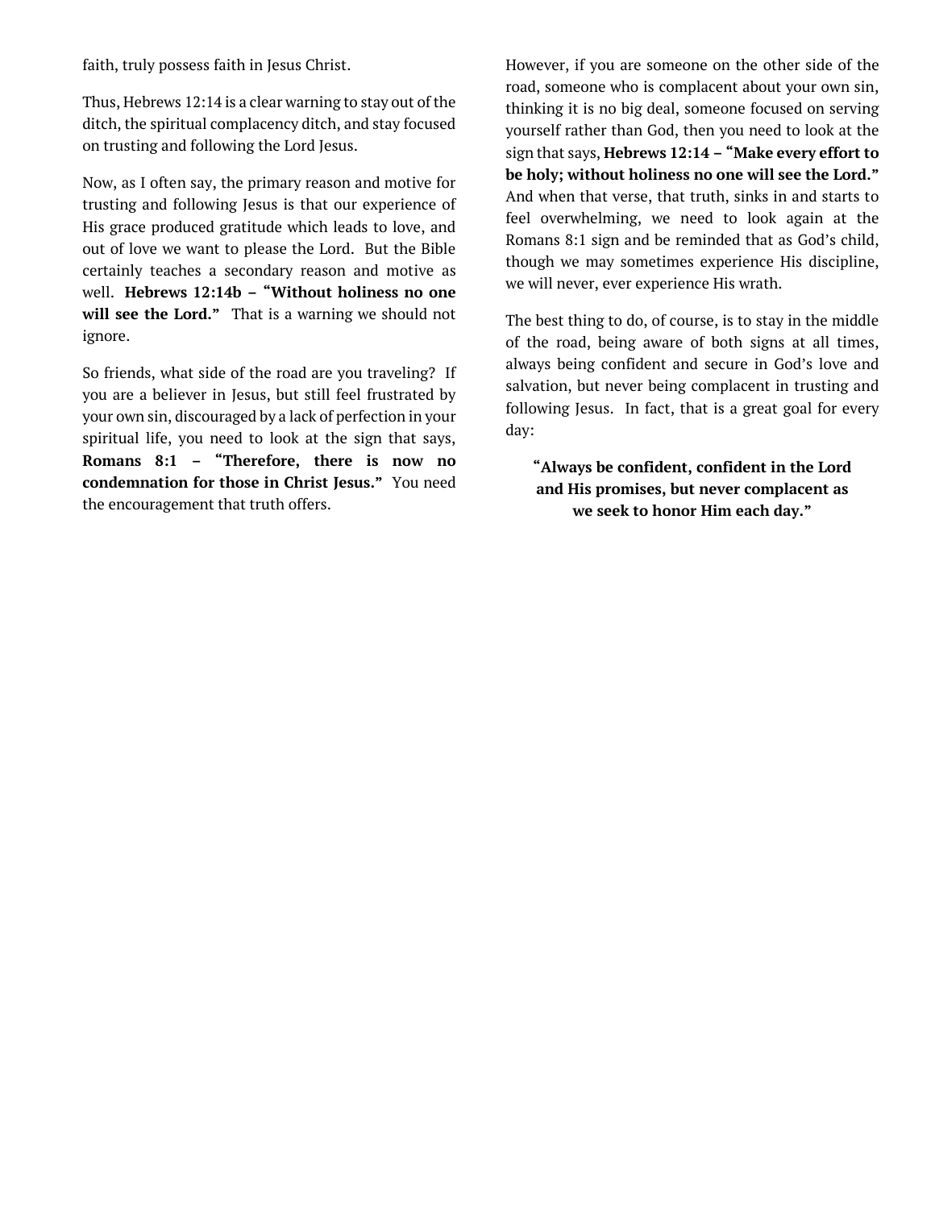faith, truly possess faith in Jesus Christ.

Thus, Hebrews 12:14 is a clear warning to stay out of the ditch, the spiritual complacency ditch, and stay focused on trusting and following the Lord Jesus.

Now, as I often say, the primary reason and motive for trusting and following Jesus is that our experience of His grace produced gratitude which leads to love, and out of love we want to please the Lord. But the Bible certainly teaches a secondary reason and motive as well. **Hebrews 12:14b – "Without holiness no one will see the Lord."** That is a warning we should not ignore.

So friends, what side of the road are you traveling? If you are a believer in Jesus, but still feel frustrated by your own sin, discouraged by a lack of perfection in your spiritual life, you need to look at the sign that says, **Romans 8:1 – "Therefore, there is now no condemnation for those in Christ Jesus."** You need the encouragement that truth offers.

However, if you are someone on the other side of the road, someone who is complacent about your own sin, thinking it is no big deal, someone focused on serving yourself rather than God, then you need to look at the sign that says, **Hebrews 12:14 – "Make every effort to be holy; without holiness no one will see the Lord."** And when that verse, that truth, sinks in and starts to feel overwhelming, we need to look again at the Romans 8:1 sign and be reminded that as God's child, though we may sometimes experience His discipline, we will never, ever experience His wrath.

The best thing to do, of course, is to stay in the middle of the road, being aware of both signs at all times, always being confident and secure in God's love and salvation, but never being complacent in trusting and following Jesus. In fact, that is a great goal for every day:

**"Always be confident, confident in the Lord and His promises, but never complacent as we seek to honor Him each day."**